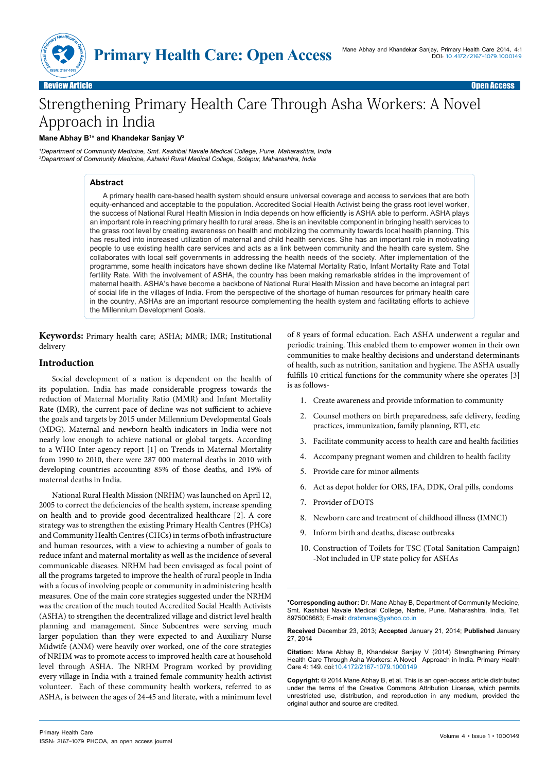Review Article — Open Access

# Strengthening Primary Health Care Through Asha Workers: A Novel Approach in India

**Mane Abhay B[1]* and Khandekar Sanjay V[2]**

[1]*Department of Community Medicine, Smt. Kashibai Navale Medical College, Pune, Maharashtra, India*
[2]*Department of Community Medicine, Ashwini Rural Medical College, Solapur, Maharashtra, India*

## Abstract

A primary health care-based health system should ensure universal coverage and access to services that are both equity-enhanced and acceptable to the population. Accredited Social Health Activist being the grass root level worker, the success of National Rural Health Mission in India depends on how efficiently is ASHA able to perform. ASHA plays an important role in reaching primary health to rural areas. She is an inevitable component in bringing health services to the grass root level by creating awareness on health and mobilizing the community towards local health planning. This has resulted into increased utilization of maternal and child health services. She has an important role in motivating people to use existing health care services and acts as a link between community and the health care system. She collaborates with local self governments in addressing the health needs of the society. After implementation of the programme, some health indicators have shown decline like Maternal Mortality Ratio, Infant Mortality Rate and Total fertility Rate. With the involvement of ASHA, the country has been making remarkable strides in the improvement of maternal health. ASHA's have become a backbone of National Rural Health Mission and have become an integral part of social life in the villages of India. From the perspective of the shortage of human resources for primary health care in the country, ASHAs are an important resource complementing the health system and facilitating efforts to achieve the Millennium Development Goals.

**Keywords:** Primary health care; ASHA; MMR; IMR; Institutional delivery

## Introduction

Social development of a nation is dependent on the health of its population. India has made considerable progress towards the reduction of Maternal Mortality Ratio (MMR) and Infant Mortality Rate (IMR), the current pace of decline was not sufficient to achieve the goals and targets by 2015 under Millennium Developmental Goals (MDG). Maternal and newborn health indicators in India were not nearly low enough to achieve national or global targets. According to a WHO Inter-agency report [1] on Trends in Maternal Mortality from 1990 to 2010, there were 287 000 maternal deaths in 2010 with developing countries accounting 85% of those deaths, and 19% of maternal deaths in India.

National Rural Health Mission (NRHM) was launched on April 12, 2005 to correct the deficiencies of the health system, increase spending on health and to provide good decentralized healthcare [2]. A core strategy was to strengthen the existing Primary Health Centres (PHCs) and Community Health Centres (CHCs) in terms of both infrastructure and human resources, with a view to achieving a number of goals to reduce infant and maternal mortality as well as the incidence of several communicable diseases. NRHM had been envisaged as focal point of all the programs targeted to improve the health of rural people in India with a focus of involving people or community in administering health measures. One of the main core strategies suggested under the NRHM was the creation of the much touted Accredited Social Health Activists (ASHA) to strengthen the decentralized village and district level health planning and management. Since Subcentres were serving much larger population than they were expected to and Auxiliary Nurse Midwife (ANM) were heavily over worked, one of the core strategies of NRHM was to promote access to improved health care at household level through ASHA. The NRHM Program worked by providing every village in India with a trained female community health activist volunteer. Each of these community health workers, referred to as ASHA, is between the ages of 24-45 and literate, with a minimum level of 8 years of formal education. Each ASHA underwent a regular and periodic training. This enabled them to empower women in their own communities to make healthy decisions and understand determinants of health, such as nutrition, sanitation and hygiene. The ASHA usually fulfills 10 critical functions for the community where she operates [3] is as follows-

1. Create awareness and provide information to community
2. Counsel mothers on birth preparedness, safe delivery, feeding practices, immunization, family planning, RTI, etc
3. Facilitate community access to health care and health facilities
4. Accompany pregnant women and children to health facility
5. Provide care for minor ailments
6. Act as depot holder for ORS, IFA, DDK, Oral pills, condoms
7. Provider of DOTS
8. Newborn care and treatment of childhood illness (IMNCI)
9. Inform birth and deaths, disease outbreaks
10. Construction of Toilets for TSC (Total Sanitation Campaign) -Not included in UP state policy for ASHAs

**\*Corresponding author:** Dr. Mane Abhay B, Department of Community Medicine, Smt. Kashibai Navale Medical College, Narhe, Pune, Maharashtra, India, Tel: 8975008663; E-mail: drabmane@yahoo.co.in

**Received** December 23, 2013; **Accepted** January 21, 2014; **Published** January 27, 2014

**Citation:** Mane Abhay B, Khandekar Sanjay V (2014) Strengthening Primary Health Care Through Asha Workers: A Novel Approach in India. Primary Health Care 4: 149. doi:10.4172/2167-1079.1000149

**Copyright:** © 2014 Mane Abhay B, et al. This is an open-access article distributed under the terms of the Creative Commons Attribution License, which permits unrestricted use, distribution, and reproduction in any medium, provided the original author and source are credited.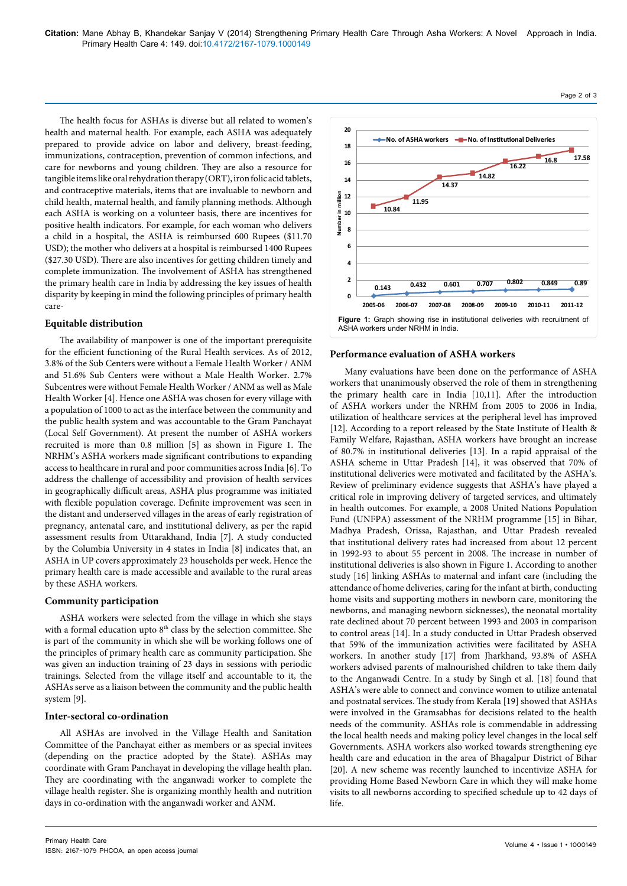The health focus for ASHAs is diverse but all related to women's health and maternal health. For example, each ASHA was adequately prepared to provide advice on labor and delivery, breast-feeding, immunizations, contraception, prevention of common infections, and care for newborns and young children. They are also a resource for tangible items like oral rehydration therapy (ORT), iron folic acid tablets, and contraceptive materials, items that are invaluable to newborn and child health, maternal health, and family planning methods. Although each ASHA is working on a volunteer basis, there are incentives for positive health indicators. For example, for each woman who delivers a child in a hospital, the ASHA is reimbursed 600 Rupees ($11.70 USD); the mother who delivers at a hospital is reimbursed 1400 Rupees ($27.30 USD). There are also incentives for getting children timely and complete immunization. The involvement of ASHA has strengthened the primary health care in India by addressing the key issues of health disparity by keeping in mind the following principles of primary health care-

## Equitable distribution

The availability of manpower is one of the important prerequisite for the efficient functioning of the Rural Health services. As of 2012, 3.8% of the Sub Centers were without a Female Health Worker / ANM and 51.6% Sub Centers were without a Male Health Worker. 2.7% Subcentres were without Female Health Worker / ANM as well as Male Health Worker [4]. Hence one ASHA was chosen for every village with a population of 1000 to act as the interface between the community and the public health system and was accountable to the Gram Panchayat (Local Self Government). At present the number of ASHA workers recruited is more than 0.8 million [5] as shown in Figure 1. The NRHM's ASHA workers made significant contributions to expanding access to healthcare in rural and poor communities across India [6]. To address the challenge of accessibility and provision of health services in geographically difficult areas, ASHA plus programme was initiated with flexible population coverage. Definite improvement was seen in the distant and underserved villages in the areas of early registration of pregnancy, antenatal care, and institutional delivery, as per the rapid assessment results from Uttarakhand, India [7]. A study conducted by the Columbia University in 4 states in India [8] indicates that, an ASHA in UP covers approximately 23 households per week. Hence the primary health care is made accessible and available to the rural areas by these ASHA workers.

## Community participation

ASHA workers were selected from the village in which she stays with a formal education upto 8$^{th}$ class by the selection committee. She is part of the community in which she will be working follows one of the principles of primary health care as community participation. She was given an induction training of 23 days in sessions with periodic trainings. Selected from the village itself and accountable to it, the ASHAs serve as a liaison between the community and the public health system [9].

## Inter-sectoral co-ordination

All ASHAs are involved in the Village Health and Sanitation Committee of the Panchayat either as members or as special invitees (depending on the practice adopted by the State). ASHAs may coordinate with Gram Panchayat in developing the village health plan. They are coordinating with the anganwadi worker to complete the village health register. She is organizing monthly health and nutrition days in co-ordination with the anganwadi worker and ANM.

| Year | No. of ASHA workers (million) | No. of Institutional Deliveries (million) |
|---|---|---|
| 2005-06 | 0.143 | 10.84 |
| 2006-07 | 0.432 | 11.95 |
| 2007-08 | 0.601 | 14.37 |
| 2008-09 | 0.707 | 14.82 |
| 2009-10 | 0.802 | 16.22 |
| 2010-11 | 0.849 | 16.8 |
| 2011-12 | 0.89 | 17.58 |

**Figure 1:** Graph showing rise in institutional deliveries with recruitment of ASHA workers under NRHM in India.

## Performance evaluation of ASHA workers

Many evaluations have been done on the performance of ASHA workers that unanimously observed the role of them in strengthening the primary health care in India [10,11]. After the introduction of ASHA workers under the NRHM from 2005 to 2006 in India, utilization of healthcare services at the peripheral level has improved [12]. According to a report released by the State Institute of Health & Family Welfare, Rajasthan, ASHA workers have brought an increase of 80.7% in institutional deliveries [13]. In a rapid appraisal of the ASHA scheme in Uttar Pradesh [14], it was observed that 70% of institutional deliveries were motivated and facilitated by the ASHA's. Review of preliminary evidence suggests that ASHA's have played a critical role in improving delivery of targeted services, and ultimately in health outcomes. For example, a 2008 United Nations Population Fund (UNFPA) assessment of the NRHM programme [15] in Bihar, Madhya Pradesh, Orissa, Rajasthan, and Uttar Pradesh revealed that institutional delivery rates had increased from about 12 percent in 1992-93 to about 55 percent in 2008. The increase in number of institutional deliveries is also shown in Figure 1. According to another study [16] linking ASHAs to maternal and infant care (including the attendance of home deliveries, caring for the infant at birth, conducting home visits and supporting mothers in newborn care, monitoring the newborns, and managing newborn sicknesses), the neonatal mortality rate declined about 70 percent between 1993 and 2003 in comparison to control areas [14]. In a study conducted in Uttar Pradesh observed that 59% of the immunization activities were facilitated by ASHA workers. In another study [17] from Jharkhand, 93.8% of ASHA workers advised parents of malnourished children to take them daily to the Anganwadi Centre. In a study by Singh et al. [18] found that ASHA's were able to connect and convince women to utilize antenatal and postnatal services. The study from Kerala [19] showed that ASHAs were involved in the Gramsabhas for decisions related to the health needs of the community. ASHAs role is commendable in addressing the local health needs and making policy level changes in the local self Governments. ASHA workers also worked towards strengthening eye health care and education in the area of Bhagalpur District of Bihar [20]. A new scheme was recently launched to incentivize ASHA for providing Home Based Newborn Care in which they will make home visits to all newborns according to specified schedule up to 42 days of life.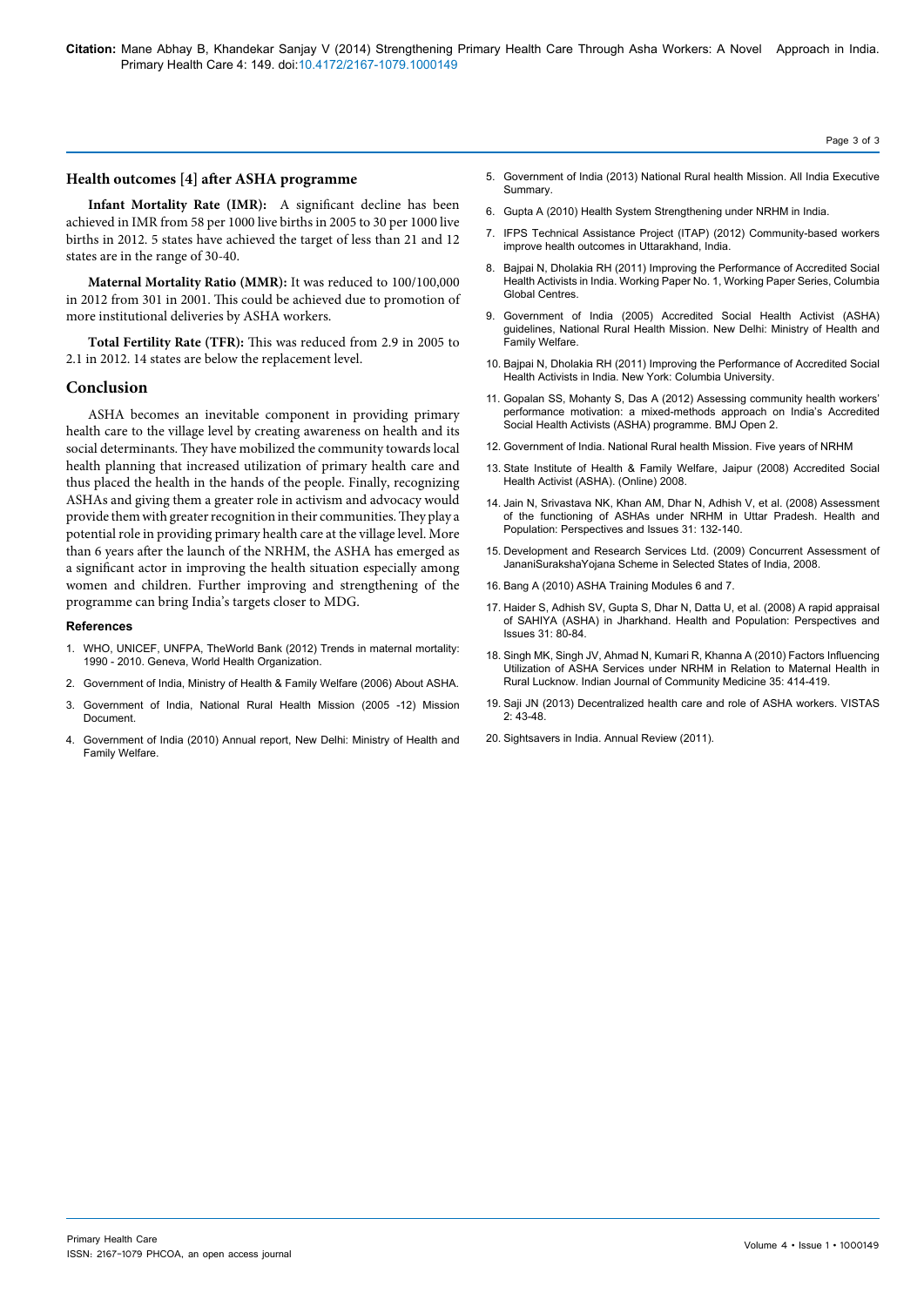## Health outcomes [4] after ASHA programme

**Infant Mortality Rate (IMR):** A significant decline has been achieved in IMR from 58 per 1000 live births in 2005 to 30 per 1000 live births in 2012. 5 states have achieved the target of less than 21 and 12 states are in the range of 30-40.

**Maternal Mortality Ratio (MMR):** It was reduced to 100/100,000 in 2012 from 301 in 2001. This could be achieved due to promotion of more institutional deliveries by ASHA workers.

**Total Fertility Rate (TFR):** This was reduced from 2.9 in 2005 to 2.1 in 2012. 14 states are below the replacement level.

## Conclusion

ASHA becomes an inevitable component in providing primary health care to the village level by creating awareness on health and its social determinants. They have mobilized the community towards local health planning that increased utilization of primary health care and thus placed the health in the hands of the people. Finally, recognizing ASHAs and giving them a greater role in activism and advocacy would provide them with greater recognition in their communities. They play a potential role in providing primary health care at the village level. More than 6 years after the launch of the NRHM, the ASHA has emerged as a significant actor in improving the health situation especially among women and children. Further improving and strengthening of the programme can bring India's targets closer to MDG.

### References

1. WHO, UNICEF, UNFPA, TheWorld Bank (2012) Trends in maternal mortality: 1990 - 2010. Geneva, World Health Organization.
2. Government of India, Ministry of Health & Family Welfare (2006) About ASHA.
3. Government of India, National Rural Health Mission (2005 -12) Mission Document.
4. Government of India (2010) Annual report, New Delhi: Ministry of Health and Family Welfare.
5. Government of India (2013) National Rural health Mission. All India Executive Summary.
6. Gupta A (2010) Health System Strengthening under NRHM in India.
7. IFPS Technical Assistance Project (ITAP) (2012) Community-based workers improve health outcomes in Uttarakhand, India.
8. Bajpai N, Dholakia RH (2011) Improving the Performance of Accredited Social Health Activists in India. Working Paper No. 1, Working Paper Series, Columbia Global Centres.
9. Government of India (2005) Accredited Social Health Activist (ASHA) guidelines, National Rural Health Mission. New Delhi: Ministry of Health and Family Welfare.
10. Bajpai N, Dholakia RH (2011) Improving the Performance of Accredited Social Health Activists in India. New York: Columbia University.
11. Gopalan SS, Mohanty S, Das A (2012) Assessing community health workers' performance motivation: a mixed-methods approach on India's Accredited Social Health Activists (ASHA) programme. BMJ Open 2.
12. Government of India. National Rural health Mission. Five years of NRHM
13. State Institute of Health & Family Welfare, Jaipur (2008) Accredited Social Health Activist (ASHA). (Online) 2008.
14. Jain N, Srivastava NK, Khan AM, Dhar N, Adhish V, et al. (2008) Assessment of the functioning of ASHAs under NRHM in Uttar Pradesh. Health and Population: Perspectives and Issues 31: 132-140.
15. Development and Research Services Ltd. (2009) Concurrent Assessment of JananiSurakshaYojana Scheme in Selected States of India, 2008.
16. Bang A (2010) ASHA Training Modules 6 and 7.
17. Haider S, Adhish SV, Gupta S, Dhar N, Datta U, et al. (2008) A rapid appraisal of SAHIYA (ASHA) in Jharkhand. Health and Population: Perspectives and Issues 31: 80-84.
18. Singh MK, Singh JV, Ahmad N, Kumari R, Khanna A (2010) Factors Influencing Utilization of ASHA Services under NRHM in Relation to Maternal Health in Rural Lucknow. Indian Journal of Community Medicine 35: 414-419.
19. Saji JN (2013) Decentralized health care and role of ASHA workers. VISTAS 2: 43-48.
20. Sightsavers in India. Annual Review (2011).